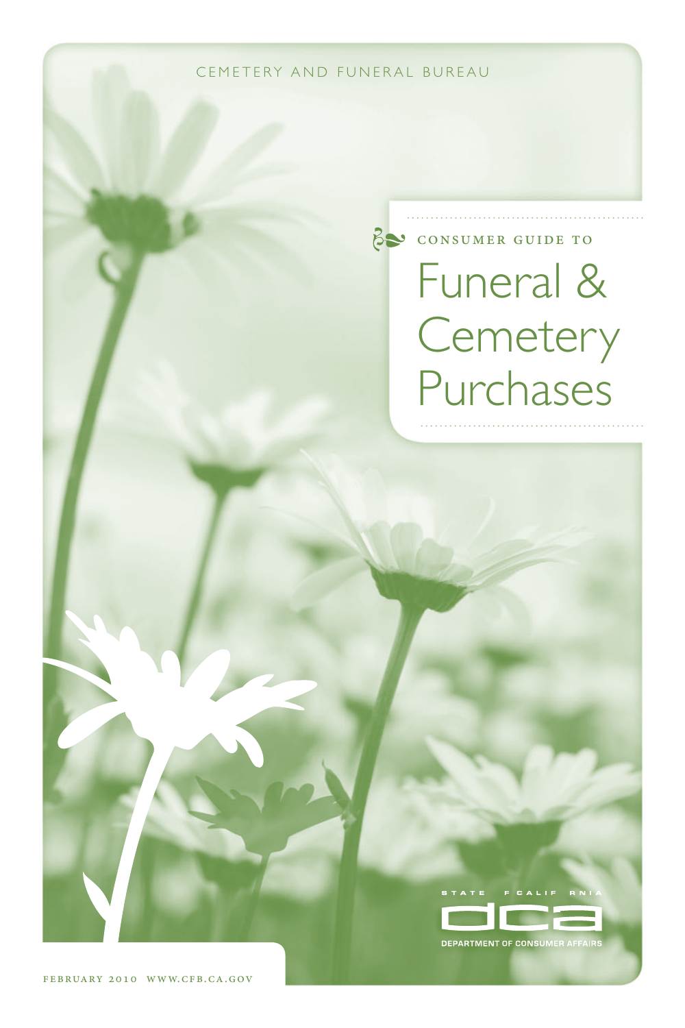CEMETERY AND FUNERAL BUREAU

CONSUMER GUIDE TO

# Funeral & Cemetery Purchases

STATE OF CALIFORNIA

DCA

DEPARTMENT OF CONSUMER AFFAIRS

FEBRUARY 2010 WWW.CFB.CA.GOV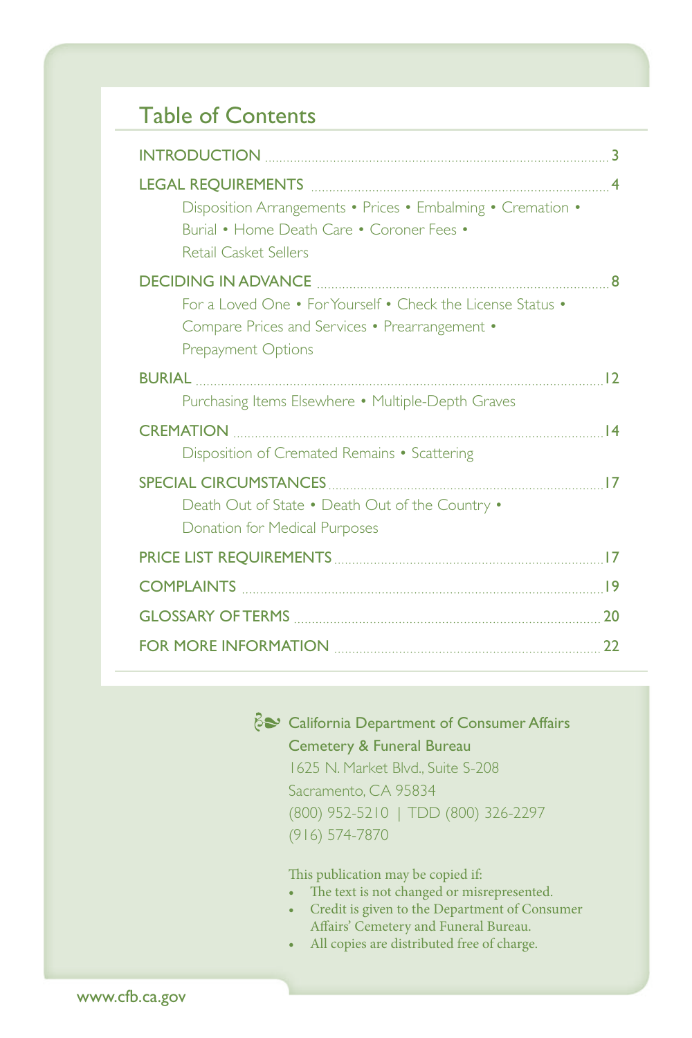## Table of Contents

INTRODUCTION ........ 3

LEGAL REQUIREMENTS ........ 4
Disposition Arrangements • Prices • Embalming • Cremation • Burial • Home Death Care • Coroner Fees • Retail Casket Sellers

DECIDING IN ADVANCE ........ 8
For a Loved One • For Yourself • Check the License Status • Compare Prices and Services • Prearrangement • Prepayment Options

BURIAL ........ 12
Purchasing Items Elsewhere • Multiple-Depth Graves

CREMATION ........ 14
Disposition of Cremated Remains • Scattering

SPECIAL CIRCUMSTANCES ........ 17
Death Out of State • Death Out of the Country • Donation for Medical Purposes

PRICE LIST REQUIREMENTS ........ 17

COMPLAINTS ........ 19

GLOSSARY OF TERMS ........ 20

FOR MORE INFORMATION ........ 22

California Department of Consumer Affairs
Cemetery & Funeral Bureau
1625 N. Market Blvd., Suite S-208
Sacramento, CA 95834
(800) 952-5210 | TDD (800) 326-2297
(916) 574-7870

This publication may be copied if:

- The text is not changed or misrepresented.
- Credit is given to the Department of Consumer Affairs' Cemetery and Funeral Bureau.
- All copies are distributed free of charge.

www.cfb.ca.gov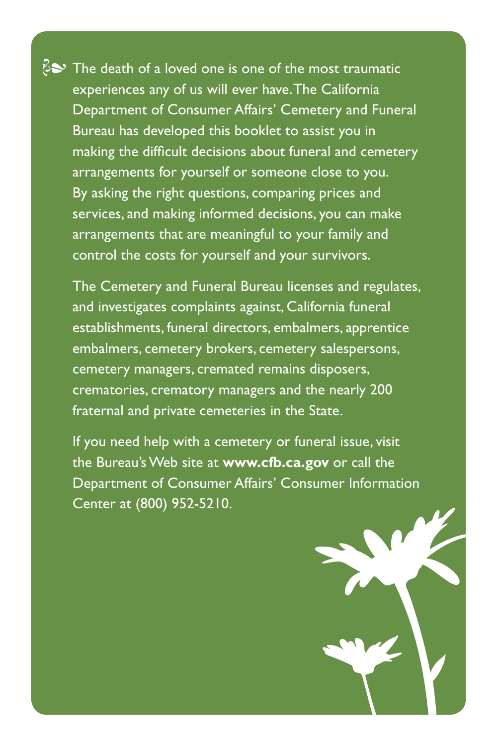The death of a loved one is one of the most traumatic experiences any of us will ever have. The California Department of Consumer Affairs' Cemetery and Funeral Bureau has developed this booklet to assist you in making the difficult decisions about funeral and cemetery arrangements for yourself or someone close to you. By asking the right questions, comparing prices and services, and making informed decisions, you can make arrangements that are meaningful to your family and control the costs for yourself and your survivors.

The Cemetery and Funeral Bureau licenses and regulates, and investigates complaints against, California funeral establishments, funeral directors, embalmers, apprentice embalmers, cemetery brokers, cemetery salespersons, cemetery managers, cremated remains disposers, crematories, crematory managers and the nearly 200 fraternal and private cemeteries in the State.

If you need help with a cemetery or funeral issue, visit the Bureau's Web site at **www.cfb.ca.gov** or call the Department of Consumer Affairs' Consumer Information Center at (800) 952-5210.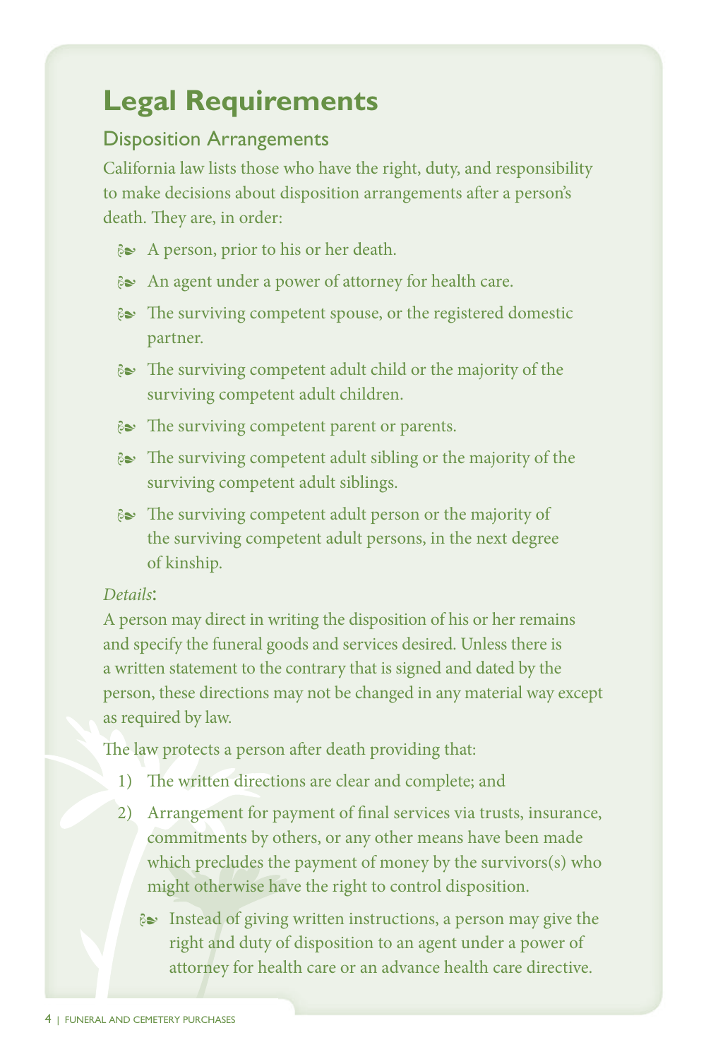# Legal Requirements

## Disposition Arrangements

California law lists those who have the right, duty, and responsibility to make decisions about disposition arrangements after a person's death. They are, in order:

- A person, prior to his or her death.
- An agent under a power of attorney for health care.
- The surviving competent spouse, or the registered domestic partner.
- The surviving competent adult child or the majority of the surviving competent adult children.
- The surviving competent parent or parents.
- The surviving competent adult sibling or the majority of the surviving competent adult siblings.
- The surviving competent adult person or the majority of the surviving competent adult persons, in the next degree of kinship.

*Details*:

A person may direct in writing the disposition of his or her remains and specify the funeral goods and services desired. Unless there is a written statement to the contrary that is signed and dated by the person, these directions may not be changed in any material way except as required by law.

The law protects a person after death providing that:

1) The written directions are clear and complete; and
2) Arrangement for payment of final services via trusts, insurance, commitments by others, or any other means have been made which precludes the payment of money by the survivors(s) who might otherwise have the right to control disposition.

    - Instead of giving written instructions, a person may give the right and duty of disposition to an agent under a power of attorney for health care or an advance health care directive.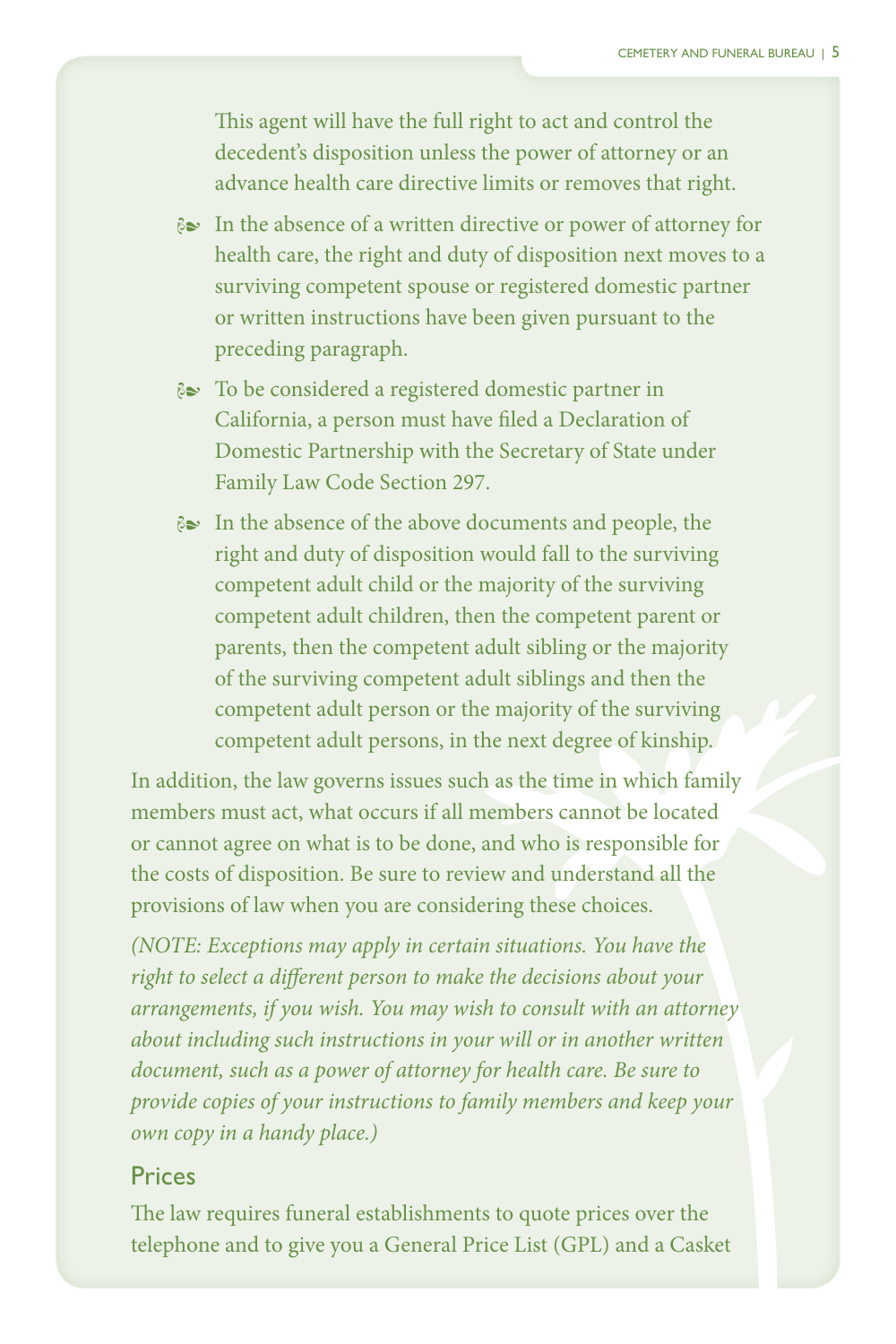This agent will have the full right to act and control the decedent's disposition unless the power of attorney or an advance health care directive limits or removes that right.

- In the absence of a written directive or power of attorney for health care, the right and duty of disposition next moves to a surviving competent spouse or registered domestic partner or written instructions have been given pursuant to the preceding paragraph.
- To be considered a registered domestic partner in California, a person must have filed a Declaration of Domestic Partnership with the Secretary of State under Family Law Code Section 297.
- In the absence of the above documents and people, the right and duty of disposition would fall to the surviving competent adult child or the majority of the surviving competent adult children, then the competent parent or parents, then the competent adult sibling or the majority of the surviving competent adult siblings and then the competent adult person or the majority of the surviving competent adult persons, in the next degree of kinship.

In addition, the law governs issues such as the time in which family members must act, what occurs if all members cannot be located or cannot agree on what is to be done, and who is responsible for the costs of disposition. Be sure to review and understand all the provisions of law when you are considering these choices.

*(NOTE: Exceptions may apply in certain situations. You have the right to select a different person to make the decisions about your arrangements, if you wish. You may wish to consult with an attorney about including such instructions in your will or in another written document, such as a power of attorney for health care. Be sure to provide copies of your instructions to family members and keep your own copy in a handy place.)*

## Prices

The law requires funeral establishments to quote prices over the telephone and to give you a General Price List (GPL) and a Casket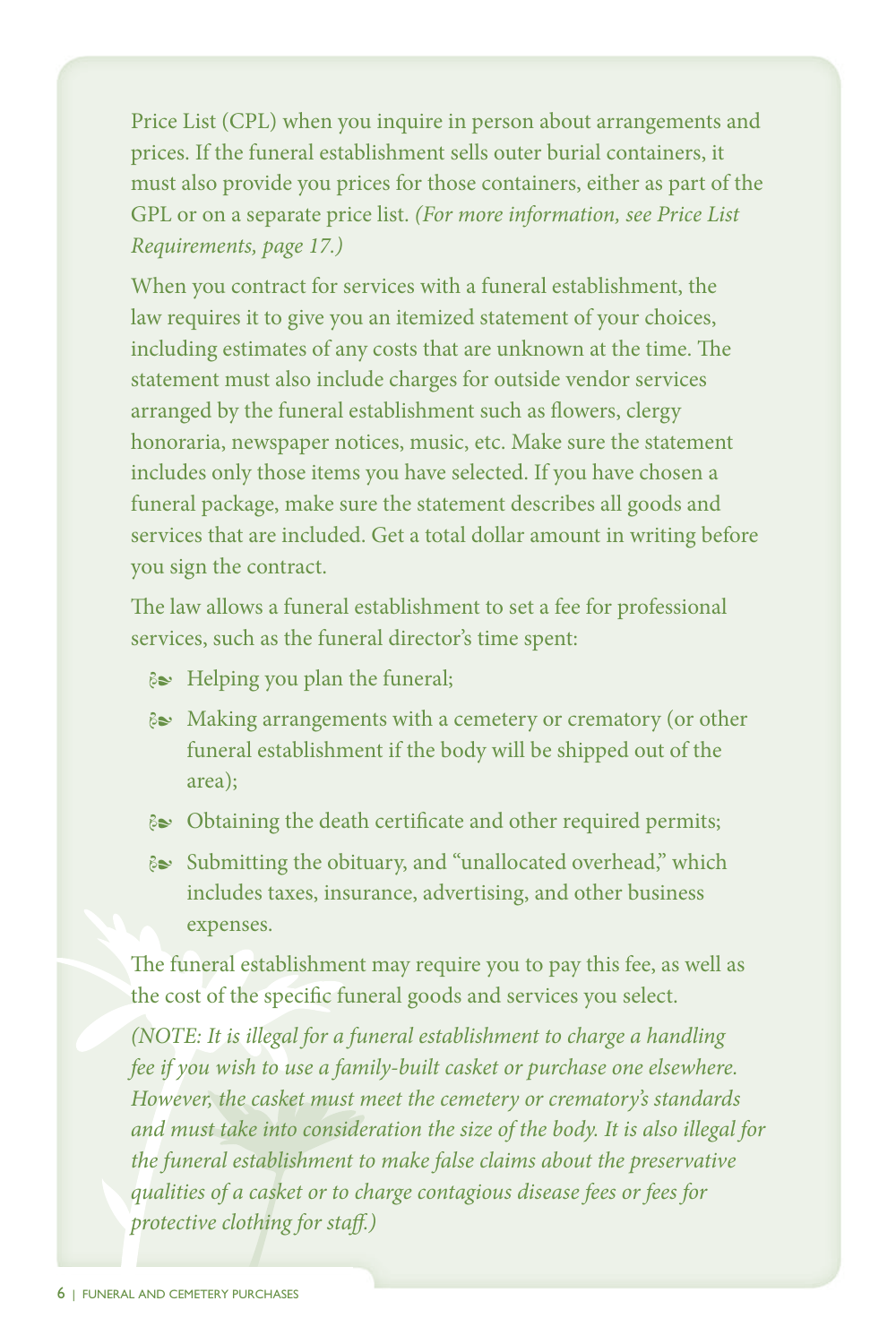Price List (CPL) when you inquire in person about arrangements and prices. If the funeral establishment sells outer burial containers, it must also provide you prices for those containers, either as part of the GPL or on a separate price list. *(For more information, see Price List Requirements, page 17.)*

When you contract for services with a funeral establishment, the law requires it to give you an itemized statement of your choices, including estimates of any costs that are unknown at the time. The statement must also include charges for outside vendor services arranged by the funeral establishment such as flowers, clergy honoraria, newspaper notices, music, etc. Make sure the statement includes only those items you have selected. If you have chosen a funeral package, make sure the statement describes all goods and services that are included. Get a total dollar amount in writing before you sign the contract.

The law allows a funeral establishment to set a fee for professional services, such as the funeral director's time spent:

- Helping you plan the funeral;
- Making arrangements with a cemetery or crematory (or other funeral establishment if the body will be shipped out of the area);
- Obtaining the death certificate and other required permits;
- Submitting the obituary, and "unallocated overhead," which includes taxes, insurance, advertising, and other business expenses.

The funeral establishment may require you to pay this fee, as well as the cost of the specific funeral goods and services you select.

*(NOTE: It is illegal for a funeral establishment to charge a handling fee if you wish to use a family-built casket or purchase one elsewhere. However, the casket must meet the cemetery or crematory's standards and must take into consideration the size of the body. It is also illegal for the funeral establishment to make false claims about the preservative qualities of a casket or to charge contagious disease fees or fees for protective clothing for staff.)*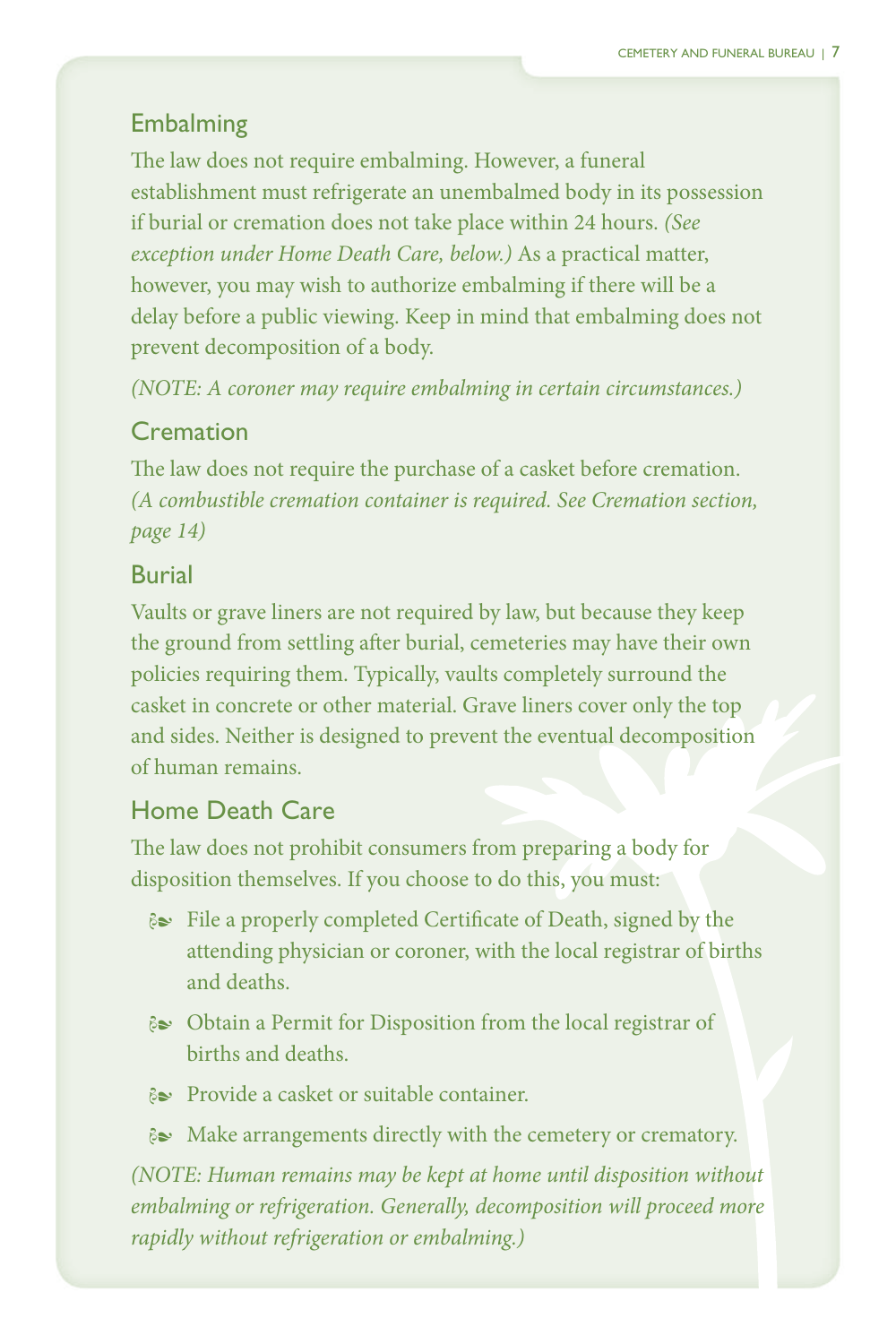## Embalming

The law does not require embalming. However, a funeral establishment must refrigerate an unembalmed body in its possession if burial or cremation does not take place within 24 hours. *(See exception under Home Death Care, below.)* As a practical matter, however, you may wish to authorize embalming if there will be a delay before a public viewing. Keep in mind that embalming does not prevent decomposition of a body.

*(NOTE: A coroner may require embalming in certain circumstances.)*

## Cremation

The law does not require the purchase of a casket before cremation. *(A combustible cremation container is required. See Cremation section, page 14)*

## Burial

Vaults or grave liners are not required by law, but because they keep the ground from settling after burial, cemeteries may have their own policies requiring them. Typically, vaults completely surround the casket in concrete or other material. Grave liners cover only the top and sides. Neither is designed to prevent the eventual decomposition of human remains.

## Home Death Care

The law does not prohibit consumers from preparing a body for disposition themselves. If you choose to do this, you must:

- File a properly completed Certificate of Death, signed by the attending physician or coroner, with the local registrar of births and deaths.
- Obtain a Permit for Disposition from the local registrar of births and deaths.
- Provide a casket or suitable container.
- Make arrangements directly with the cemetery or crematory.

*(NOTE: Human remains may be kept at home until disposition without embalming or refrigeration. Generally, decomposition will proceed more rapidly without refrigeration or embalming.)*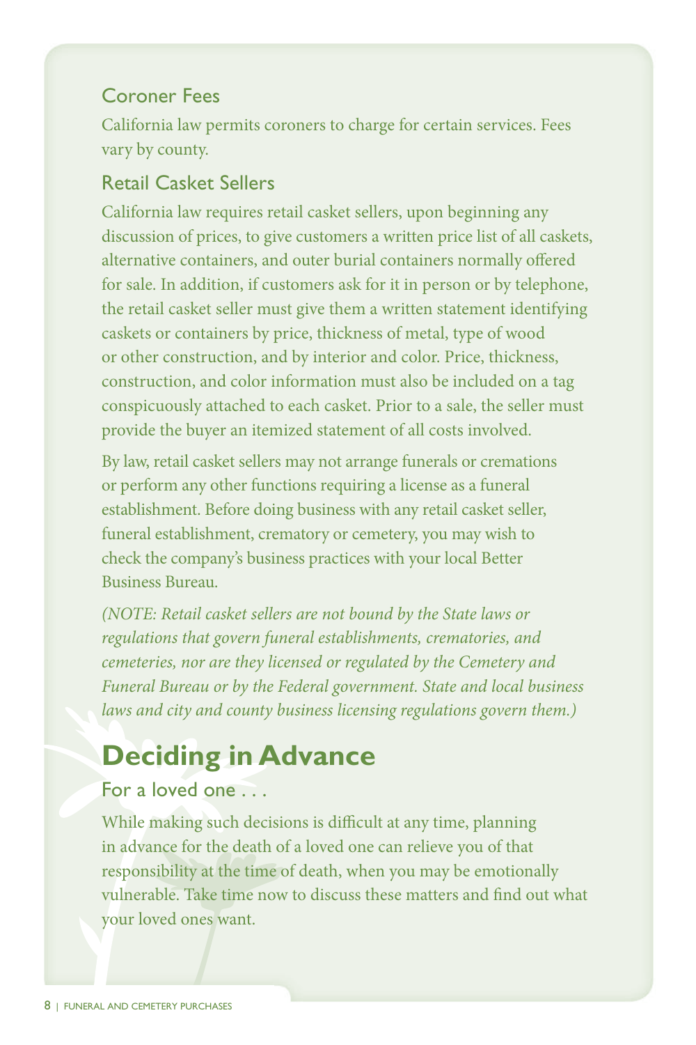### Coroner Fees

California law permits coroners to charge for certain services. Fees vary by county.

### Retail Casket Sellers

California law requires retail casket sellers, upon beginning any discussion of prices, to give customers a written price list of all caskets, alternative containers, and outer burial containers normally offered for sale. In addition, if customers ask for it in person or by telephone, the retail casket seller must give them a written statement identifying caskets or containers by price, thickness of metal, type of wood or other construction, and by interior and color. Price, thickness, construction, and color information must also be included on a tag conspicuously attached to each casket. Prior to a sale, the seller must provide the buyer an itemized statement of all costs involved.

By law, retail casket sellers may not arrange funerals or cremations or perform any other functions requiring a license as a funeral establishment. Before doing business with any retail casket seller, funeral establishment, crematory or cemetery, you may wish to check the company's business practices with your local Better Business Bureau.

*(NOTE: Retail casket sellers are not bound by the State laws or regulations that govern funeral establishments, crematories, and cemeteries, nor are they licensed or regulated by the Cemetery and Funeral Bureau or by the Federal government. State and local business laws and city and county business licensing regulations govern them.)*

## Deciding in Advance

### For a loved one . . .

While making such decisions is difficult at any time, planning in advance for the death of a loved one can relieve you of that responsibility at the time of death, when you may be emotionally vulnerable. Take time now to discuss these matters and find out what your loved ones want.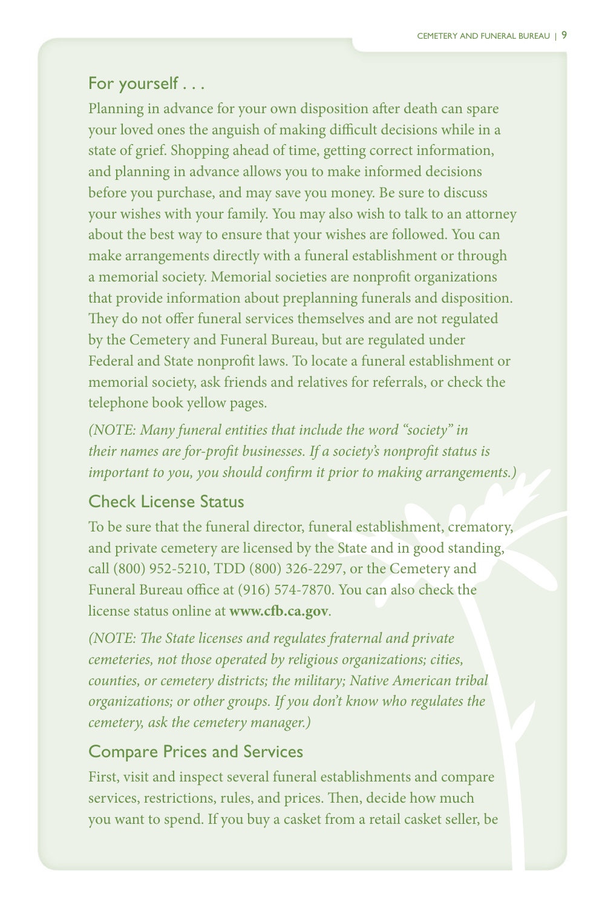## For yourself . . .

Planning in advance for your own disposition after death can spare your loved ones the anguish of making difficult decisions while in a state of grief. Shopping ahead of time, getting correct information, and planning in advance allows you to make informed decisions before you purchase, and may save you money. Be sure to discuss your wishes with your family. You may also wish to talk to an attorney about the best way to ensure that your wishes are followed. You can make arrangements directly with a funeral establishment or through a memorial society. Memorial societies are nonprofit organizations that provide information about preplanning funerals and disposition. They do not offer funeral services themselves and are not regulated by the Cemetery and Funeral Bureau, but are regulated under Federal and State nonprofit laws. To locate a funeral establishment or memorial society, ask friends and relatives for referrals, or check the telephone book yellow pages.

*(NOTE: Many funeral entities that include the word "society" in their names are for-profit businesses. If a society's nonprofit status is important to you, you should confirm it prior to making arrangements.)*

## Check License Status

To be sure that the funeral director, funeral establishment, crematory, and private cemetery are licensed by the State and in good standing, call (800) 952-5210, TDD (800) 326-2297, or the Cemetery and Funeral Bureau office at (916) 574-7870. You can also check the license status online at **www.cfb.ca.gov**.

*(NOTE: The State licenses and regulates fraternal and private cemeteries, not those operated by religious organizations; cities, counties, or cemetery districts; the military; Native American tribal organizations; or other groups. If you don't know who regulates the cemetery, ask the cemetery manager.)*

## Compare Prices and Services

First, visit and inspect several funeral establishments and compare services, restrictions, rules, and prices. Then, decide how much you want to spend. If you buy a casket from a retail casket seller, be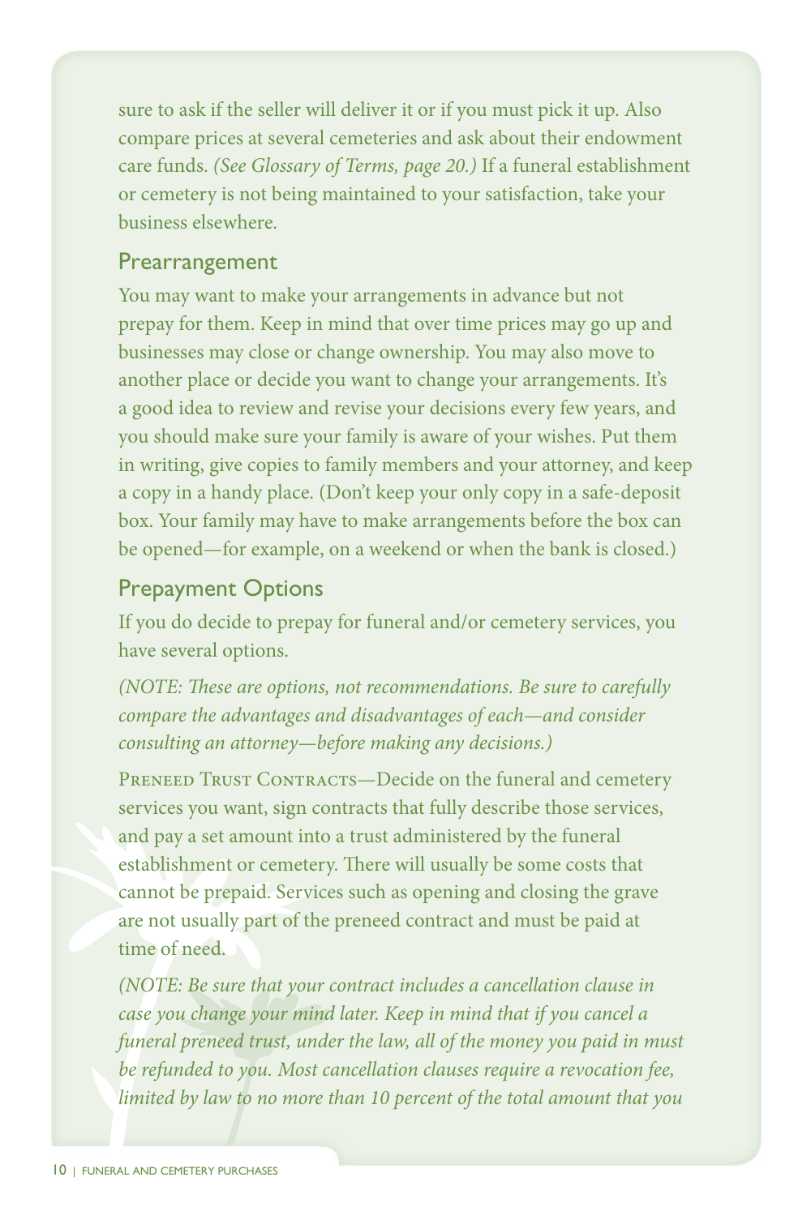sure to ask if the seller will deliver it or if you must pick it up. Also compare prices at several cemeteries and ask about their endowment care funds. *(See Glossary of Terms, page 20.)* If a funeral establishment or cemetery is not being maintained to your satisfaction, take your business elsewhere.

## Prearrangement

You may want to make your arrangements in advance but not prepay for them. Keep in mind that over time prices may go up and businesses may close or change ownership. You may also move to another place or decide you want to change your arrangements. It's a good idea to review and revise your decisions every few years, and you should make sure your family is aware of your wishes. Put them in writing, give copies to family members and your attorney, and keep a copy in a handy place. (Don't keep your only copy in a safe-deposit box. Your family may have to make arrangements before the box can be opened—for example, on a weekend or when the bank is closed.)

## Prepayment Options

If you do decide to prepay for funeral and/or cemetery services, you have several options.

*(NOTE: These are options, not recommendations. Be sure to carefully compare the advantages and disadvantages of each—and consider consulting an attorney—before making any decisions.)*

Preneed Trust Contracts—Decide on the funeral and cemetery services you want, sign contracts that fully describe those services, and pay a set amount into a trust administered by the funeral establishment or cemetery. There will usually be some costs that cannot be prepaid. Services such as opening and closing the grave are not usually part of the preneed contract and must be paid at time of need.

*(NOTE: Be sure that your contract includes a cancellation clause in case you change your mind later. Keep in mind that if you cancel a funeral preneed trust, under the law, all of the money you paid in must be refunded to you. Most cancellation clauses require a revocation fee, limited by law to no more than 10 percent of the total amount that you*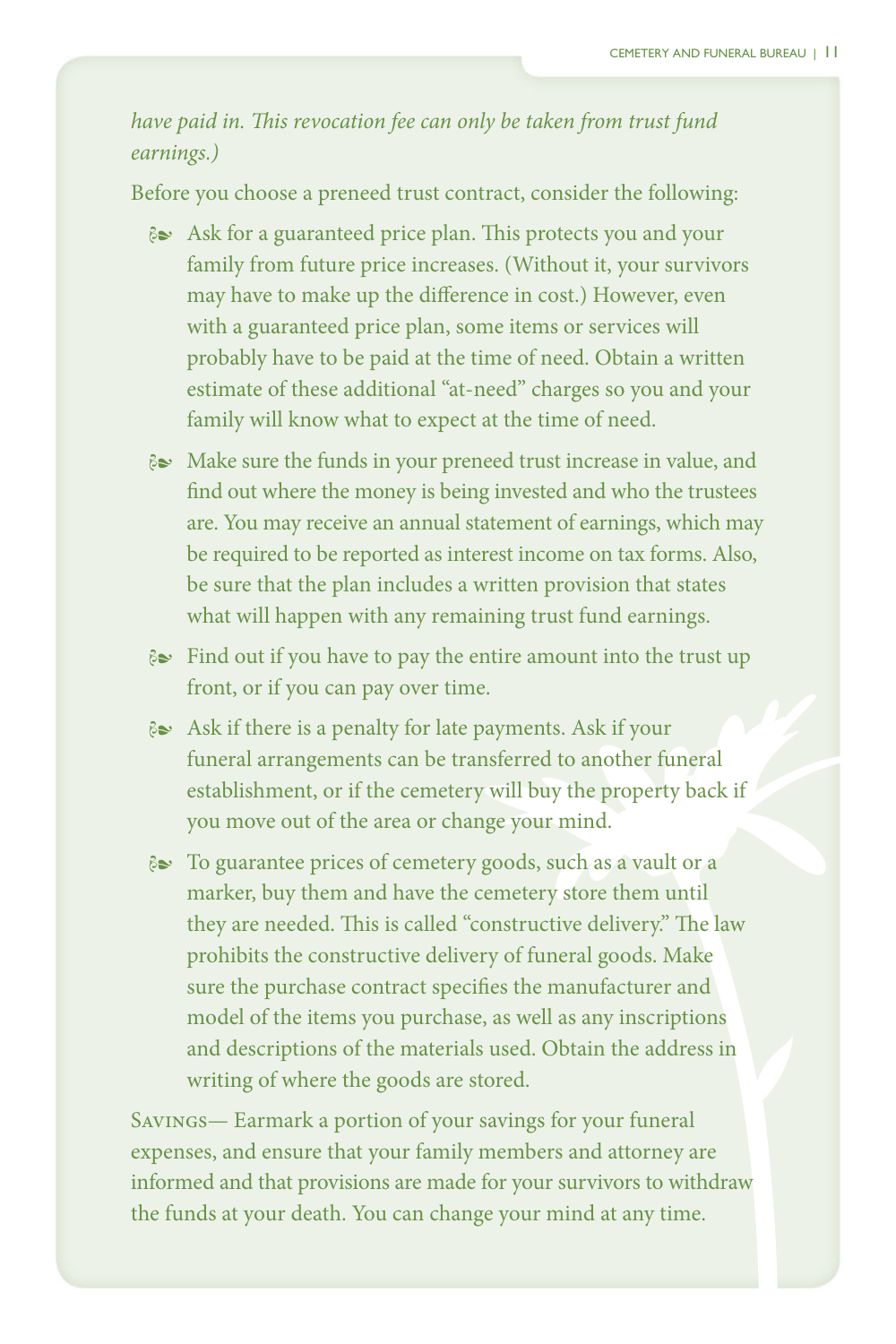*have paid in. This revocation fee can only be taken from trust fund earnings.)*

Before you choose a preneed trust contract, consider the following:

- Ask for a guaranteed price plan. This protects you and your family from future price increases. (Without it, your survivors may have to make up the difference in cost.) However, even with a guaranteed price plan, some items or services will probably have to be paid at the time of need. Obtain a written estimate of these additional "at-need" charges so you and your family will know what to expect at the time of need.
- Make sure the funds in your preneed trust increase in value, and find out where the money is being invested and who the trustees are. You may receive an annual statement of earnings, which may be required to be reported as interest income on tax forms. Also, be sure that the plan includes a written provision that states what will happen with any remaining trust fund earnings.
- Find out if you have to pay the entire amount into the trust up front, or if you can pay over time.
- Ask if there is a penalty for late payments. Ask if your funeral arrangements can be transferred to another funeral establishment, or if the cemetery will buy the property back if you move out of the area or change your mind.
- To guarantee prices of cemetery goods, such as a vault or a marker, buy them and have the cemetery store them until they are needed. This is called "constructive delivery." The law prohibits the constructive delivery of funeral goods. Make sure the purchase contract specifies the manufacturer and model of the items you purchase, as well as any inscriptions and descriptions of the materials used. Obtain the address in writing of where the goods are stored.

Savings— Earmark a portion of your savings for your funeral expenses, and ensure that your family members and attorney are informed and that provisions are made for your survivors to withdraw the funds at your death. You can change your mind at any time.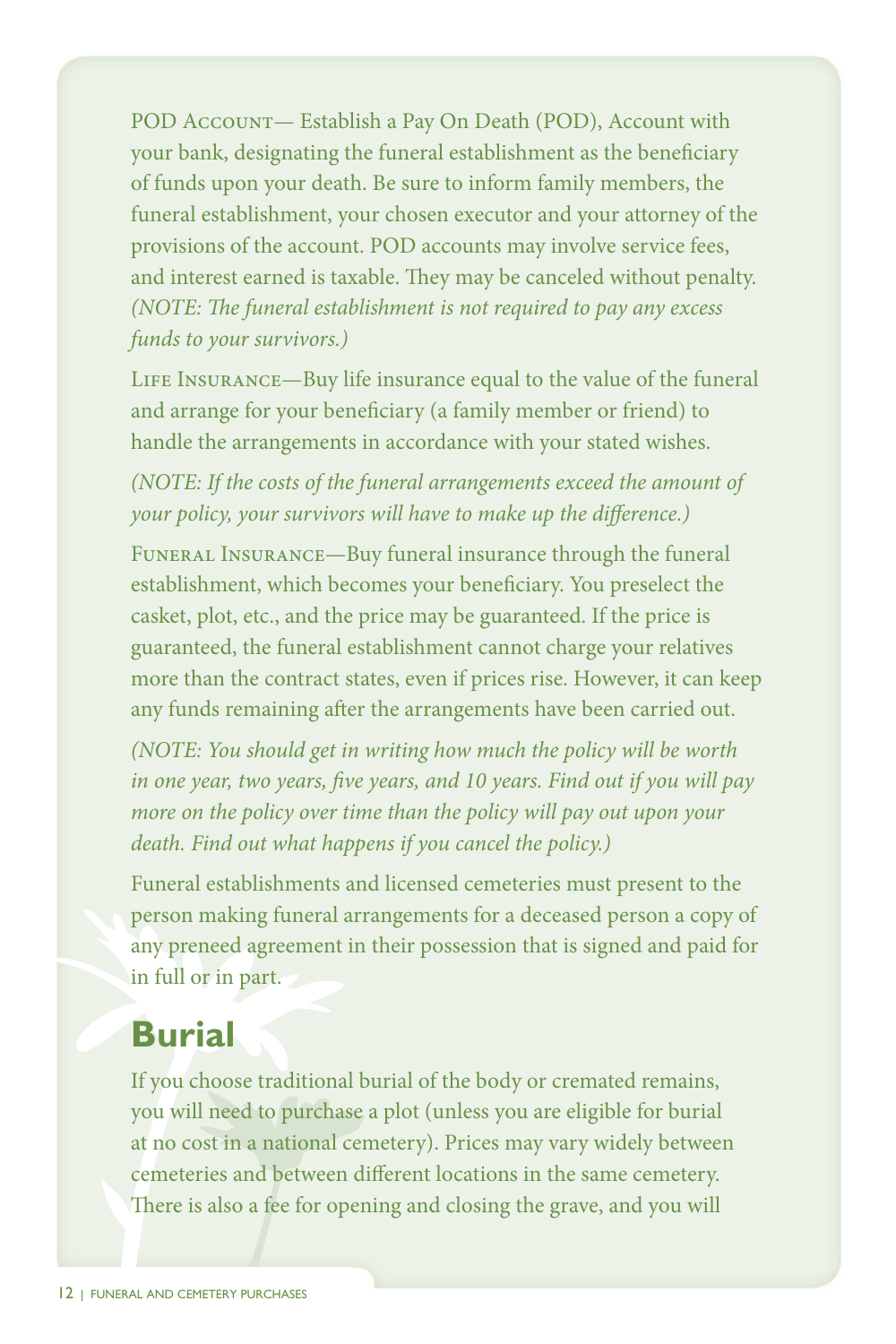POD Account— Establish a Pay On Death (POD), Account with your bank, designating the funeral establishment as the beneficiary of funds upon your death. Be sure to inform family members, the funeral establishment, your chosen executor and your attorney of the provisions of the account. POD accounts may involve service fees, and interest earned is taxable. They may be canceled without penalty. *(NOTE: The funeral establishment is not required to pay any excess funds to your survivors.)*

Life Insurance—Buy life insurance equal to the value of the funeral and arrange for your beneficiary (a family member or friend) to handle the arrangements in accordance with your stated wishes.

*(NOTE: If the costs of the funeral arrangements exceed the amount of your policy, your survivors will have to make up the difference.)*

Funeral Insurance—Buy funeral insurance through the funeral establishment, which becomes your beneficiary. You preselect the casket, plot, etc., and the price may be guaranteed. If the price is guaranteed, the funeral establishment cannot charge your relatives more than the contract states, even if prices rise. However, it can keep any funds remaining after the arrangements have been carried out.

*(NOTE: You should get in writing how much the policy will be worth in one year, two years, five years, and 10 years. Find out if you will pay more on the policy over time than the policy will pay out upon your death. Find out what happens if you cancel the policy.)*

Funeral establishments and licensed cemeteries must present to the person making funeral arrangements for a deceased person a copy of any preneed agreement in their possession that is signed and paid for in full or in part.

## Burial

If you choose traditional burial of the body or cremated remains, you will need to purchase a plot (unless you are eligible for burial at no cost in a national cemetery). Prices may vary widely between cemeteries and between different locations in the same cemetery. There is also a fee for opening and closing the grave, and you will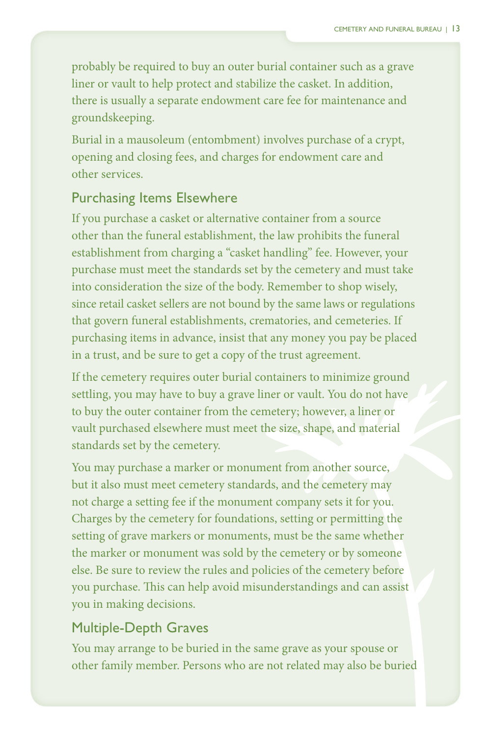probably be required to buy an outer burial container such as a grave liner or vault to help protect and stabilize the casket. In addition, there is usually a separate endowment care fee for maintenance and groundskeeping.

Burial in a mausoleum (entombment) involves purchase of a crypt, opening and closing fees, and charges for endowment care and other services.

## Purchasing Items Elsewhere

If you purchase a casket or alternative container from a source other than the funeral establishment, the law prohibits the funeral establishment from charging a "casket handling" fee. However, your purchase must meet the standards set by the cemetery and must take into consideration the size of the body. Remember to shop wisely, since retail casket sellers are not bound by the same laws or regulations that govern funeral establishments, crematories, and cemeteries. If purchasing items in advance, insist that any money you pay be placed in a trust, and be sure to get a copy of the trust agreement.

If the cemetery requires outer burial containers to minimize ground settling, you may have to buy a grave liner or vault. You do not have to buy the outer container from the cemetery; however, a liner or vault purchased elsewhere must meet the size, shape, and material standards set by the cemetery.

You may purchase a marker or monument from another source, but it also must meet cemetery standards, and the cemetery may not charge a setting fee if the monument company sets it for you. Charges by the cemetery for foundations, setting or permitting the setting of grave markers or monuments, must be the same whether the marker or monument was sold by the cemetery or by someone else. Be sure to review the rules and policies of the cemetery before you purchase. This can help avoid misunderstandings and can assist you in making decisions.

## Multiple-Depth Graves

You may arrange to be buried in the same grave as your spouse or other family member. Persons who are not related may also be buried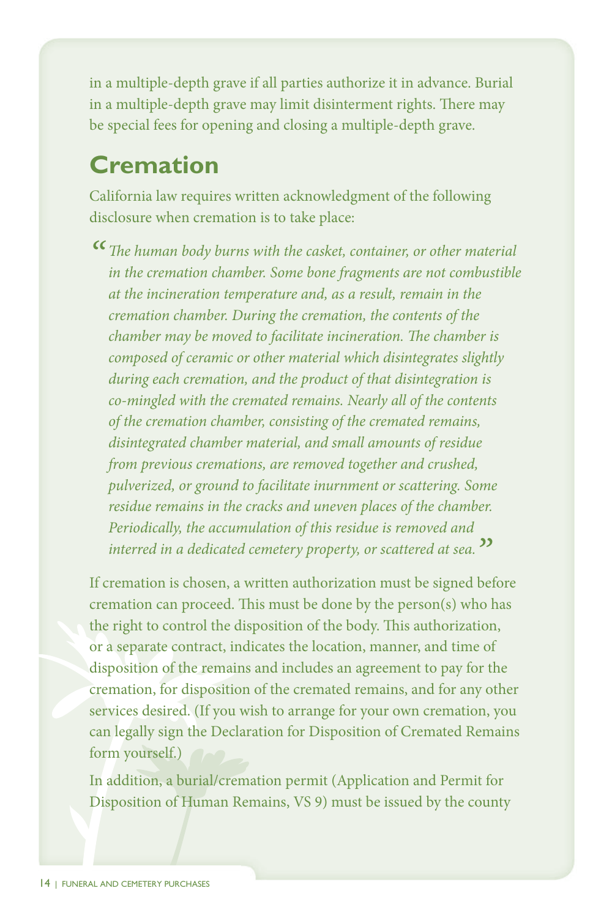in a multiple-depth grave if all parties authorize it in advance. Burial in a multiple-depth grave may limit disinterment rights. There may be special fees for opening and closing a multiple-depth grave.

## Cremation

California law requires written acknowledgment of the following disclosure when cremation is to take place:

> *"The human body burns with the casket, container, or other material in the cremation chamber. Some bone fragments are not combustible at the incineration temperature and, as a result, remain in the cremation chamber. During the cremation, the contents of the chamber may be moved to facilitate incineration. The chamber is composed of ceramic or other material which disintegrates slightly during each cremation, and the product of that disintegration is co-mingled with the cremated remains. Nearly all of the contents of the cremation chamber, consisting of the cremated remains, disintegrated chamber material, and small amounts of residue from previous cremations, are removed together and crushed, pulverized, or ground to facilitate inurnment or scattering. Some residue remains in the cracks and uneven places of the chamber. Periodically, the accumulation of this residue is removed and interred in a dedicated cemetery property, or scattered at sea."*

If cremation is chosen, a written authorization must be signed before cremation can proceed. This must be done by the person(s) who has the right to control the disposition of the body. This authorization, or a separate contract, indicates the location, manner, and time of disposition of the remains and includes an agreement to pay for the cremation, for disposition of the cremated remains, and for any other services desired. (If you wish to arrange for your own cremation, you can legally sign the Declaration for Disposition of Cremated Remains form yourself.)

In addition, a burial/cremation permit (Application and Permit for Disposition of Human Remains, VS 9) must be issued by the county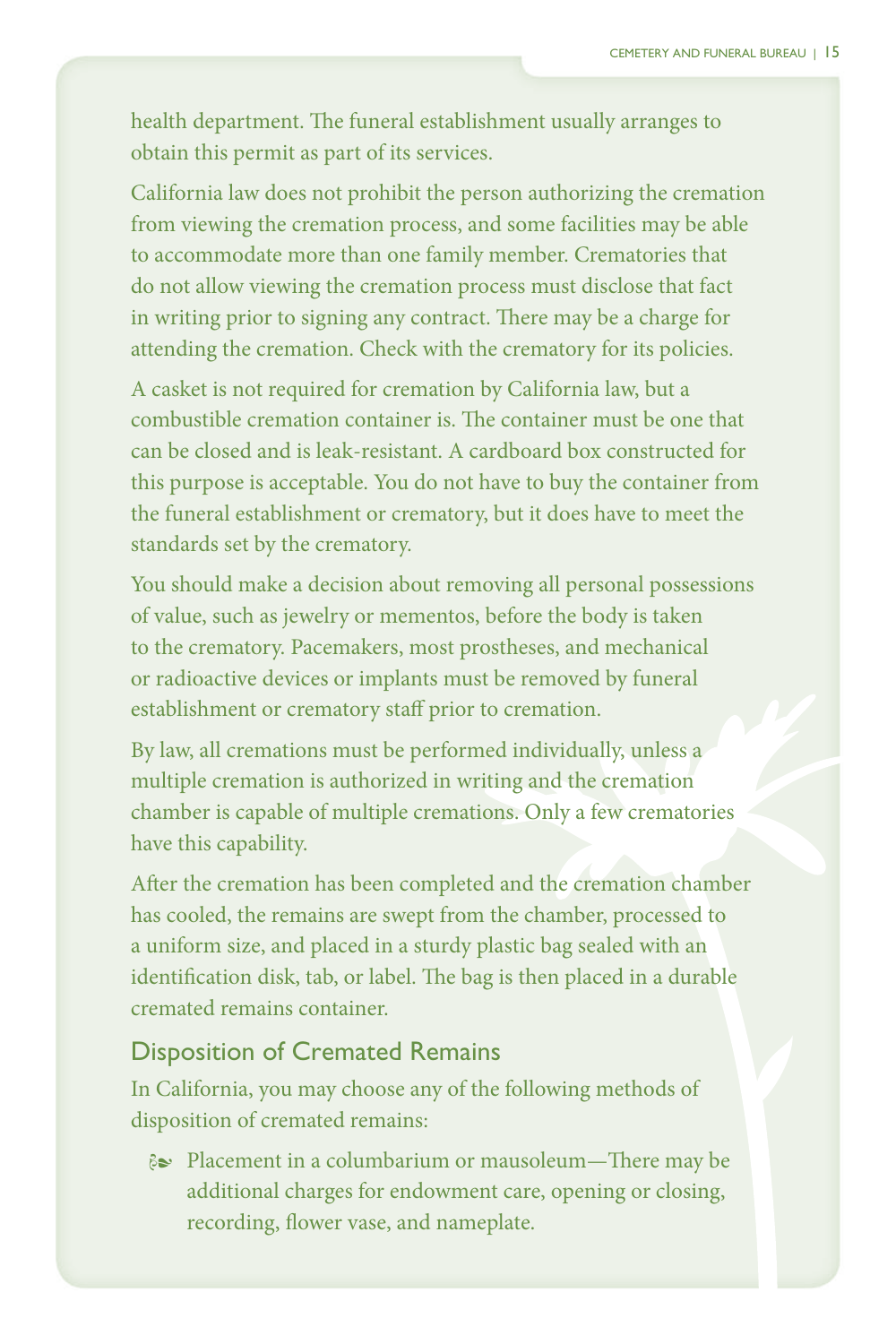health department. The funeral establishment usually arranges to obtain this permit as part of its services.

California law does not prohibit the person authorizing the cremation from viewing the cremation process, and some facilities may be able to accommodate more than one family member. Crematories that do not allow viewing the cremation process must disclose that fact in writing prior to signing any contract. There may be a charge for attending the cremation. Check with the crematory for its policies.

A casket is not required for cremation by California law, but a combustible cremation container is. The container must be one that can be closed and is leak-resistant. A cardboard box constructed for this purpose is acceptable. You do not have to buy the container from the funeral establishment or crematory, but it does have to meet the standards set by the crematory.

You should make a decision about removing all personal possessions of value, such as jewelry or mementos, before the body is taken to the crematory. Pacemakers, most prostheses, and mechanical or radioactive devices or implants must be removed by funeral establishment or crematory staff prior to cremation.

By law, all cremations must be performed individually, unless a multiple cremation is authorized in writing and the cremation chamber is capable of multiple cremations. Only a few crematories have this capability.

After the cremation has been completed and the cremation chamber has cooled, the remains are swept from the chamber, processed to a uniform size, and placed in a sturdy plastic bag sealed with an identification disk, tab, or label. The bag is then placed in a durable cremated remains container.

## Disposition of Cremated Remains

In California, you may choose any of the following methods of disposition of cremated remains:

- Placement in a columbarium or mausoleum—There may be additional charges for endowment care, opening or closing, recording, flower vase, and nameplate.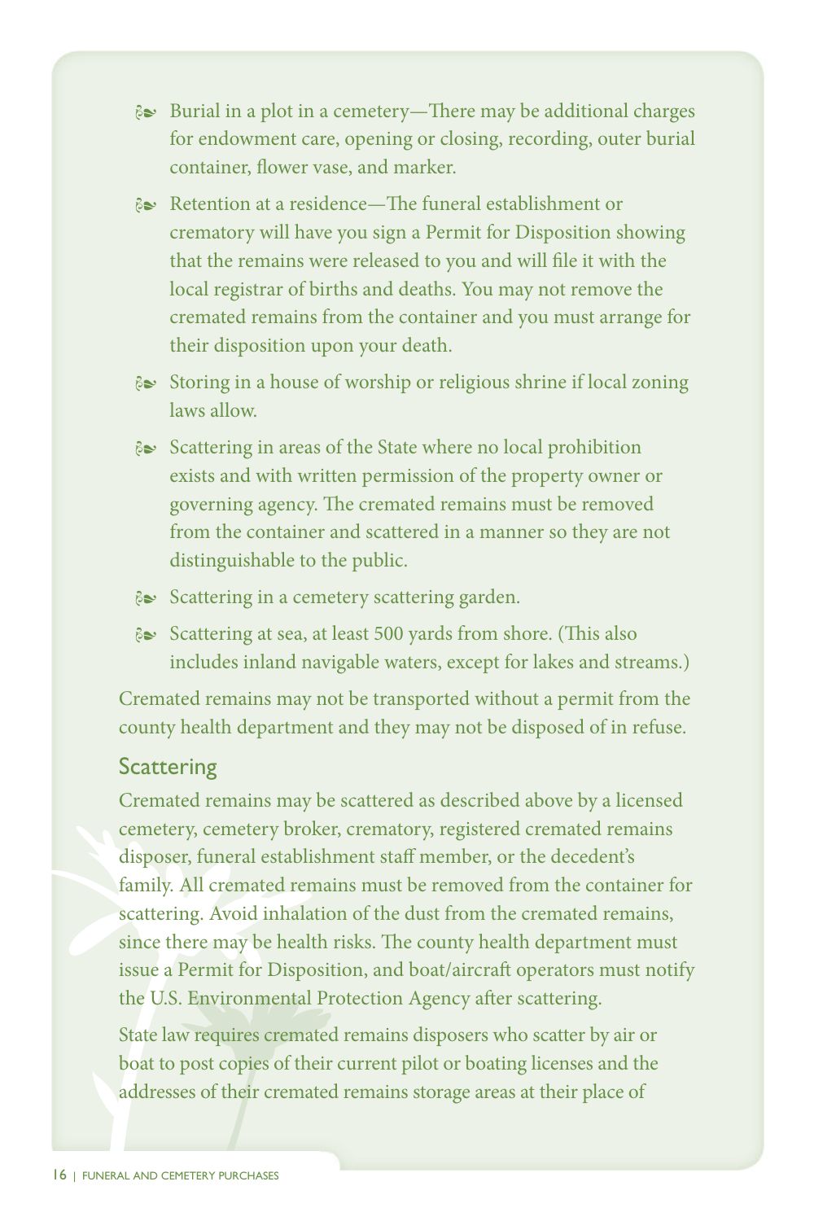- Burial in a plot in a cemetery—There may be additional charges for endowment care, opening or closing, recording, outer burial container, flower vase, and marker.
- Retention at a residence—The funeral establishment or crematory will have you sign a Permit for Disposition showing that the remains were released to you and will file it with the local registrar of births and deaths. You may not remove the cremated remains from the container and you must arrange for their disposition upon your death.
- Storing in a house of worship or religious shrine if local zoning laws allow.
- Scattering in areas of the State where no local prohibition exists and with written permission of the property owner or governing agency. The cremated remains must be removed from the container and scattered in a manner so they are not distinguishable to the public.
- Scattering in a cemetery scattering garden.
- Scattering at sea, at least 500 yards from shore. (This also includes inland navigable waters, except for lakes and streams.)

Cremated remains may not be transported without a permit from the county health department and they may not be disposed of in refuse.

## Scattering

Cremated remains may be scattered as described above by a licensed cemetery, cemetery broker, crematory, registered cremated remains disposer, funeral establishment staff member, or the decedent's family. All cremated remains must be removed from the container for scattering. Avoid inhalation of the dust from the cremated remains, since there may be health risks. The county health department must issue a Permit for Disposition, and boat/aircraft operators must notify the U.S. Environmental Protection Agency after scattering.

State law requires cremated remains disposers who scatter by air or boat to post copies of their current pilot or boating licenses and the addresses of their cremated remains storage areas at their place of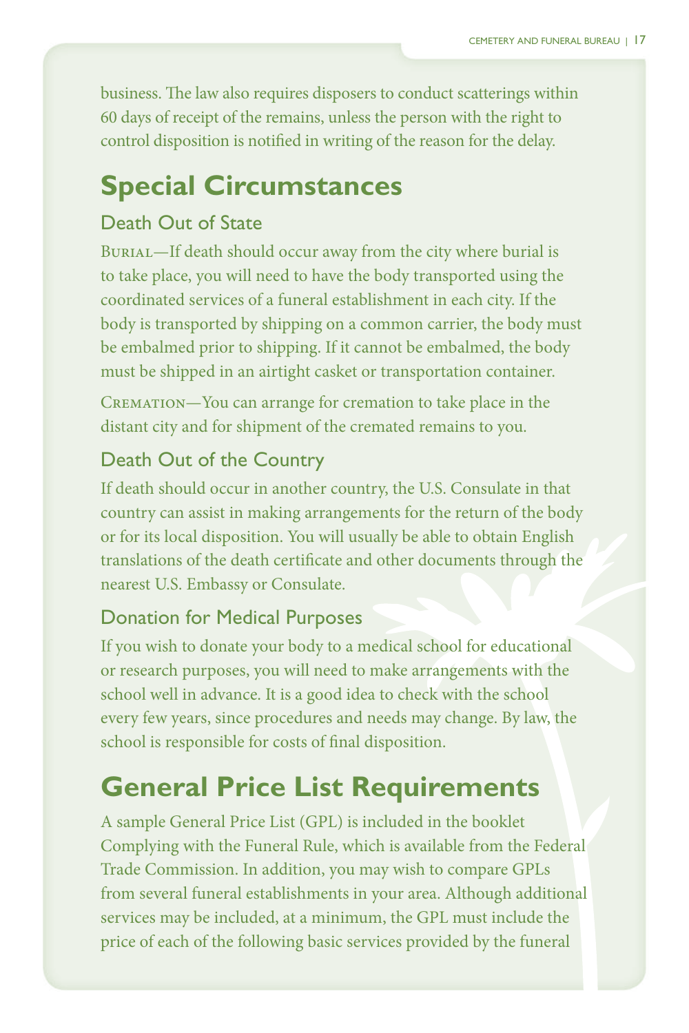business. The law also requires disposers to conduct scatterings within 60 days of receipt of the remains, unless the person with the right to control disposition is notified in writing of the reason for the delay.

# Special Circumstances

## Death Out of State

Burial—If death should occur away from the city where burial is to take place, you will need to have the body transported using the coordinated services of a funeral establishment in each city. If the body is transported by shipping on a common carrier, the body must be embalmed prior to shipping. If it cannot be embalmed, the body must be shipped in an airtight casket or transportation container.

Cremation—You can arrange for cremation to take place in the distant city and for shipment of the cremated remains to you.

## Death Out of the Country

If death should occur in another country, the U.S. Consulate in that country can assist in making arrangements for the return of the body or for its local disposition. You will usually be able to obtain English translations of the death certificate and other documents through the nearest U.S. Embassy or Consulate.

## Donation for Medical Purposes

If you wish to donate your body to a medical school for educational or research purposes, you will need to make arrangements with the school well in advance. It is a good idea to check with the school every few years, since procedures and needs may change. By law, the school is responsible for costs of final disposition.

# General Price List Requirements

A sample General Price List (GPL) is included in the booklet Complying with the Funeral Rule, which is available from the Federal Trade Commission. In addition, you may wish to compare GPLs from several funeral establishments in your area. Although additional services may be included, at a minimum, the GPL must include the price of each of the following basic services provided by the funeral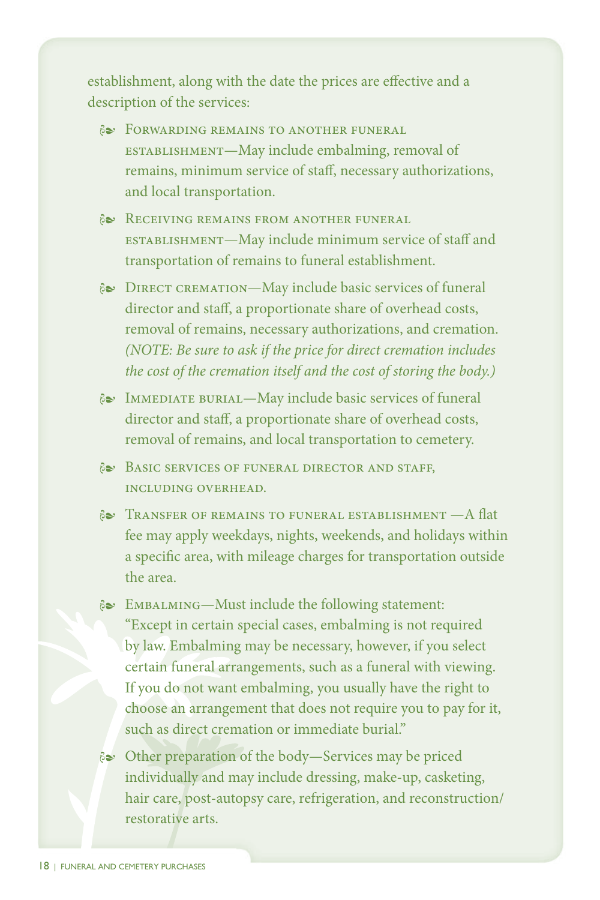establishment, along with the date the prices are effective and a description of the services:

- Forwarding remains to another funeral establishment—May include embalming, removal of remains, minimum service of staff, necessary authorizations, and local transportation.
- Receiving remains from another funeral establishment—May include minimum service of staff and transportation of remains to funeral establishment.
- Direct cremation—May include basic services of funeral director and staff, a proportionate share of overhead costs, removal of remains, necessary authorizations, and cremation. *(NOTE: Be sure to ask if the price for direct cremation includes the cost of the cremation itself and the cost of storing the body.)*
- Immediate burial—May include basic services of funeral director and staff, a proportionate share of overhead costs, removal of remains, and local transportation to cemetery.
- Basic services of funeral director and staff, including overhead.
- Transfer of remains to funeral establishment —A flat fee may apply weekdays, nights, weekends, and holidays within a specific area, with mileage charges for transportation outside the area.
- Embalming—Must include the following statement: "Except in certain special cases, embalming is not required by law. Embalming may be necessary, however, if you select certain funeral arrangements, such as a funeral with viewing. If you do not want embalming, you usually have the right to choose an arrangement that does not require you to pay for it, such as direct cremation or immediate burial."
- Other preparation of the body—Services may be priced individually and may include dressing, make-up, casketing, hair care, post-autopsy care, refrigeration, and reconstruction/ restorative arts.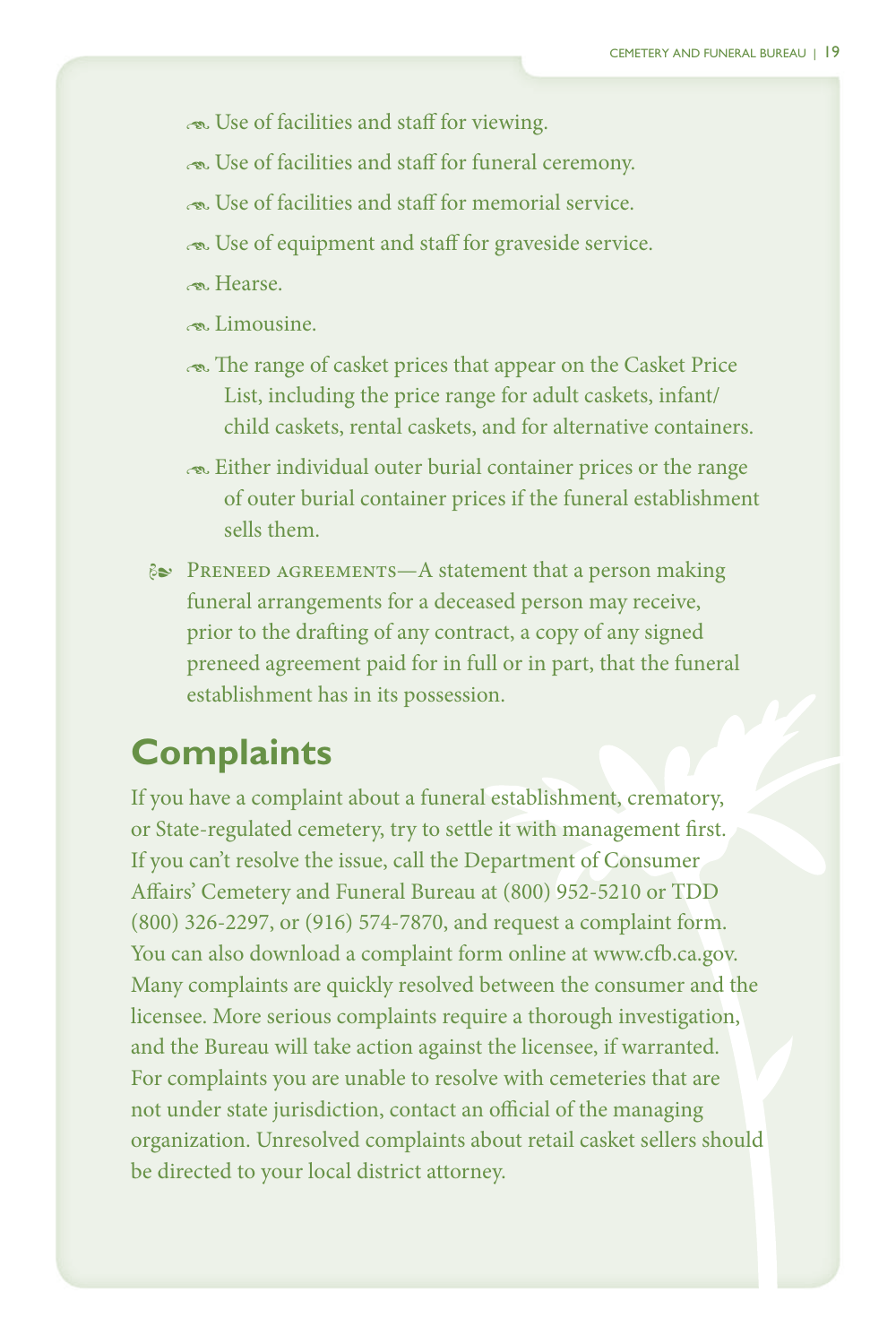- Use of facilities and staff for viewing.
- Use of facilities and staff for funeral ceremony.
- Use of facilities and staff for memorial service.
- Use of equipment and staff for graveside service.
- Hearse.
- Limousine.
- The range of casket prices that appear on the Casket Price List, including the price range for adult caskets, infant/child caskets, rental caskets, and for alternative containers.
- Either individual outer burial container prices or the range of outer burial container prices if the funeral establishment sells them.

- PRENEED AGREEMENTS—A statement that a person making funeral arrangements for a deceased person may receive, prior to the drafting of any contract, a copy of any signed preneed agreement paid for in full or in part, that the funeral establishment has in its possession.

## Complaints

If you have a complaint about a funeral establishment, crematory, or State-regulated cemetery, try to settle it with management first. If you can't resolve the issue, call the Department of Consumer Affairs' Cemetery and Funeral Bureau at (800) 952-5210 or TDD (800) 326-2297, or (916) 574-7870, and request a complaint form. You can also download a complaint form online at www.cfb.ca.gov. Many complaints are quickly resolved between the consumer and the licensee. More serious complaints require a thorough investigation, and the Bureau will take action against the licensee, if warranted. For complaints you are unable to resolve with cemeteries that are not under state jurisdiction, contact an official of the managing organization. Unresolved complaints about retail casket sellers should be directed to your local district attorney.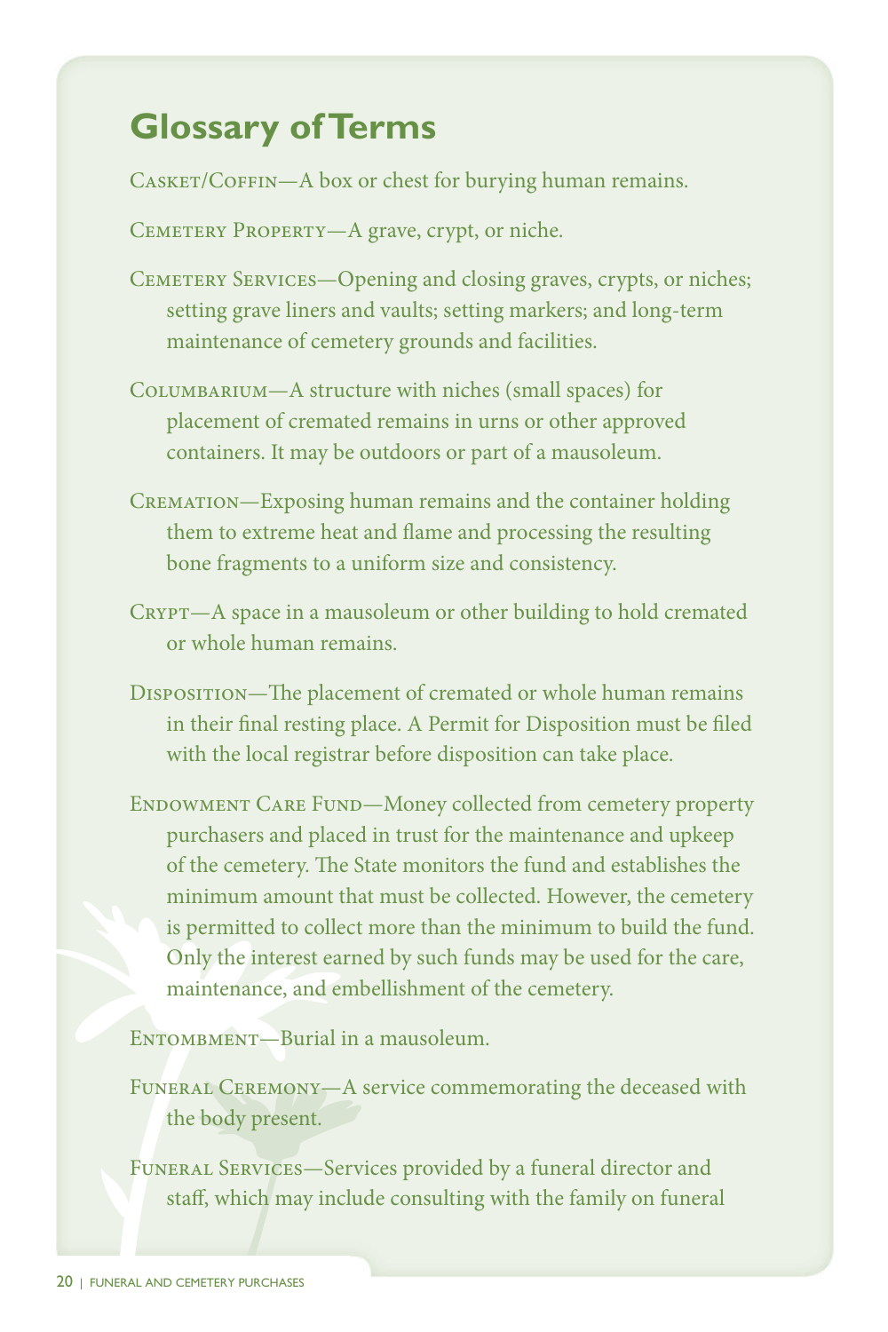## Glossary of Terms

Casket/Coffin—A box or chest for burying human remains.

Cemetery Property—A grave, crypt, or niche.

Cemetery Services—Opening and closing graves, crypts, or niches; setting grave liners and vaults; setting markers; and long-term maintenance of cemetery grounds and facilities.

Columbarium—A structure with niches (small spaces) for placement of cremated remains in urns or other approved containers. It may be outdoors or part of a mausoleum.

Cremation—Exposing human remains and the container holding them to extreme heat and flame and processing the resulting bone fragments to a uniform size and consistency.

Crypt—A space in a mausoleum or other building to hold cremated or whole human remains.

Disposition—The placement of cremated or whole human remains in their final resting place. A Permit for Disposition must be filed with the local registrar before disposition can take place.

Endowment Care Fund—Money collected from cemetery property purchasers and placed in trust for the maintenance and upkeep of the cemetery. The State monitors the fund and establishes the minimum amount that must be collected. However, the cemetery is permitted to collect more than the minimum to build the fund. Only the interest earned by such funds may be used for the care, maintenance, and embellishment of the cemetery.

Entombment—Burial in a mausoleum.

Funeral Ceremony—A service commemorating the deceased with the body present.

Funeral Services—Services provided by a funeral director and staff, which may include consulting with the family on funeral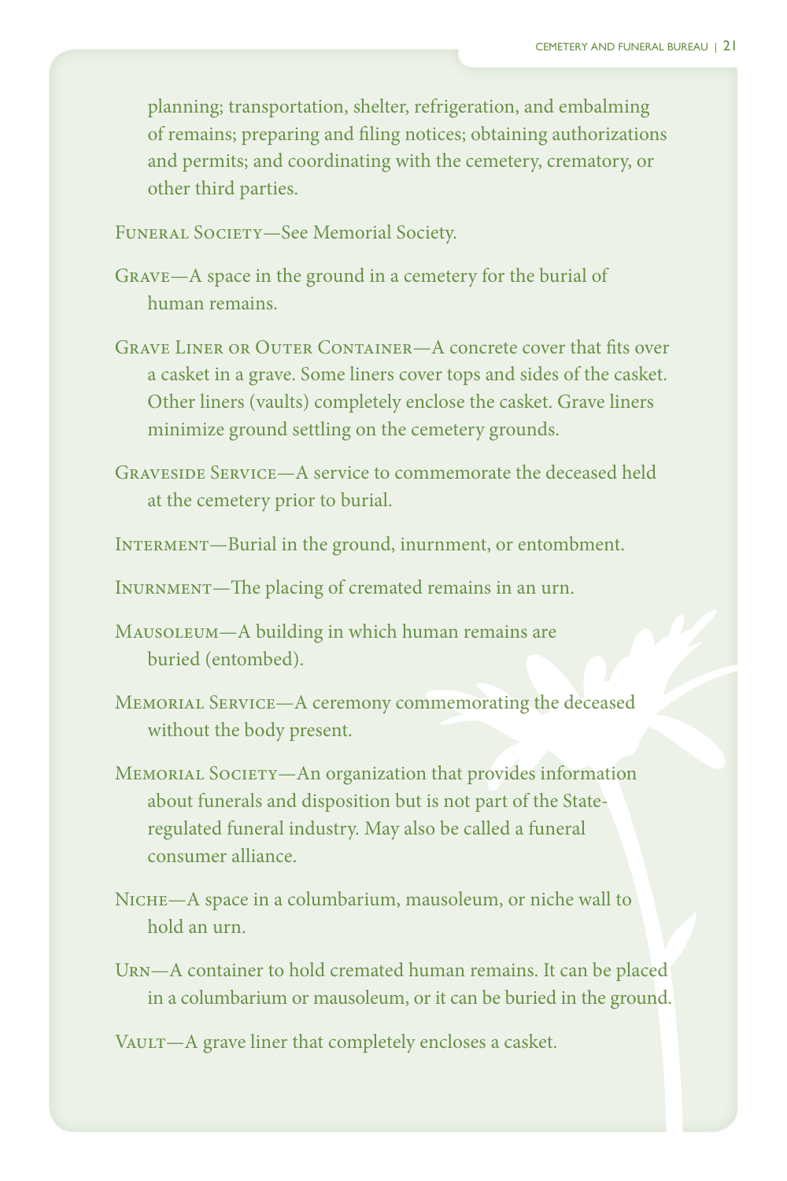planning; transportation, shelter, refrigeration, and embalming of remains; preparing and filing notices; obtaining authorizations and permits; and coordinating with the cemetery, crematory, or other third parties.

Funeral Society—See Memorial Society.

Grave—A space in the ground in a cemetery for the burial of human remains.

Grave Liner or Outer Container—A concrete cover that fits over a casket in a grave. Some liners cover tops and sides of the casket. Other liners (vaults) completely enclose the casket. Grave liners minimize ground settling on the cemetery grounds.

Graveside Service—A service to commemorate the deceased held at the cemetery prior to burial.

Interment—Burial in the ground, inurnment, or entombment.

Inurnment—The placing of cremated remains in an urn.

Mausoleum—A building in which human remains are buried (entombed).

Memorial Service—A ceremony commemorating the deceased without the body present.

Memorial Society—An organization that provides information about funerals and disposition but is not part of the State-regulated funeral industry. May also be called a funeral consumer alliance.

Niche—A space in a columbarium, mausoleum, or niche wall to hold an urn.

Urn—A container to hold cremated human remains. It can be placed in a columbarium or mausoleum, or it can be buried in the ground.

Vault—A grave liner that completely encloses a casket.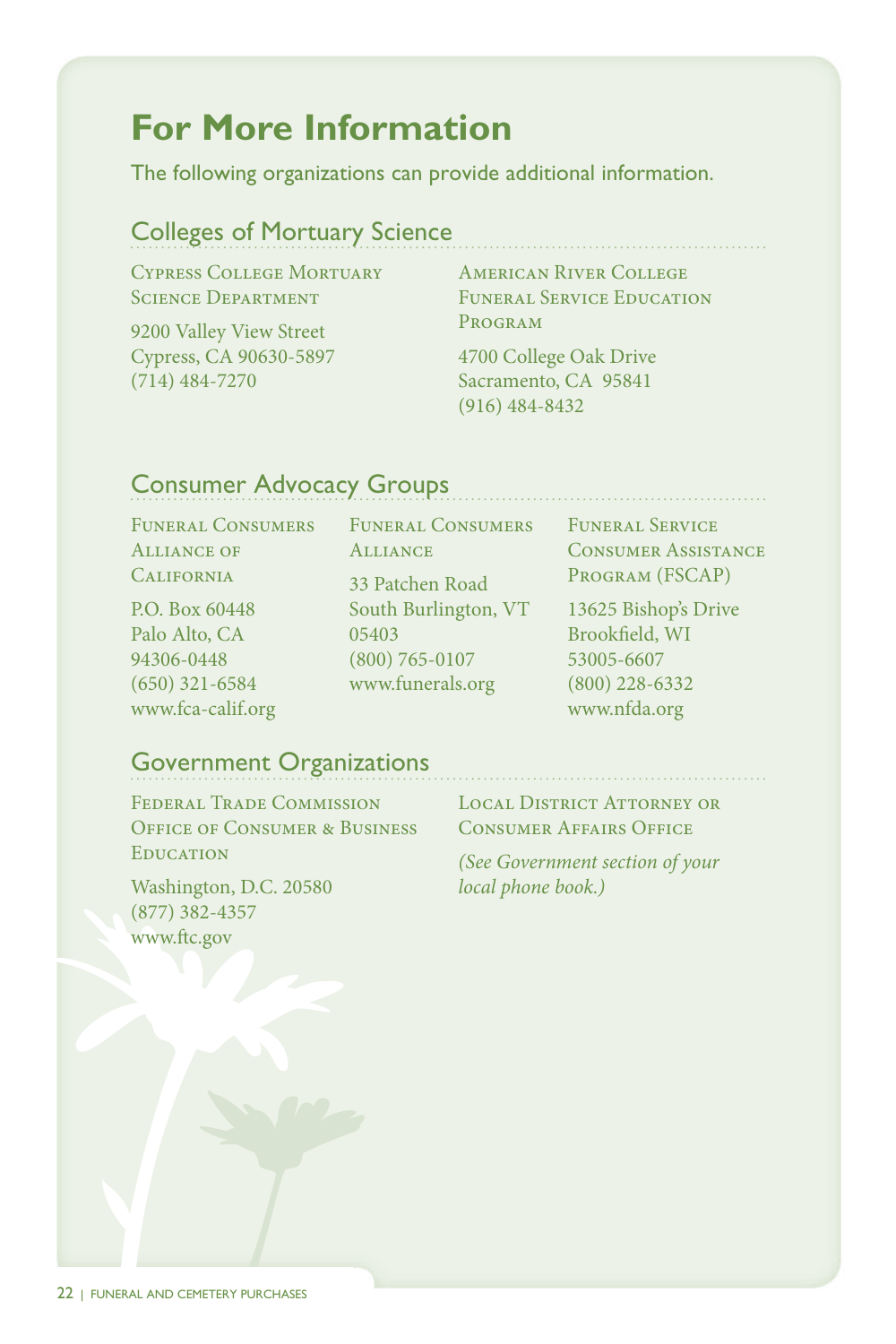# For More Information

The following organizations can provide additional information.

## Colleges of Mortuary Science

**Cypress College Mortuary Science Department**

9200 Valley View Street
Cypress, CA 90630-5897
(714) 484-7270

**American River College Funeral Service Education Program**

4700 College Oak Drive
Sacramento, CA 95841
(916) 484-8432

## Consumer Advocacy Groups

**Funeral Consumers Alliance of California**

P.O. Box 60448
Palo Alto, CA
94306-0448
(650) 321-6584
www.fca-calif.org

**Funeral Consumers Alliance**

33 Patchen Road
South Burlington, VT
05403
(800) 765-0107
www.funerals.org

**Funeral Service Consumer Assistance Program (FSCAP)**

13625 Bishop's Drive
Brookfield, WI
53005-6607
(800) 228-6332
www.nfda.org

## Government Organizations

**Federal Trade Commission Office of Consumer & Business Education**

Washington, D.C. 20580
(877) 382-4357
www.ftc.gov

**Local District Attorney or Consumer Affairs Office**

*(See Government section of your local phone book.)*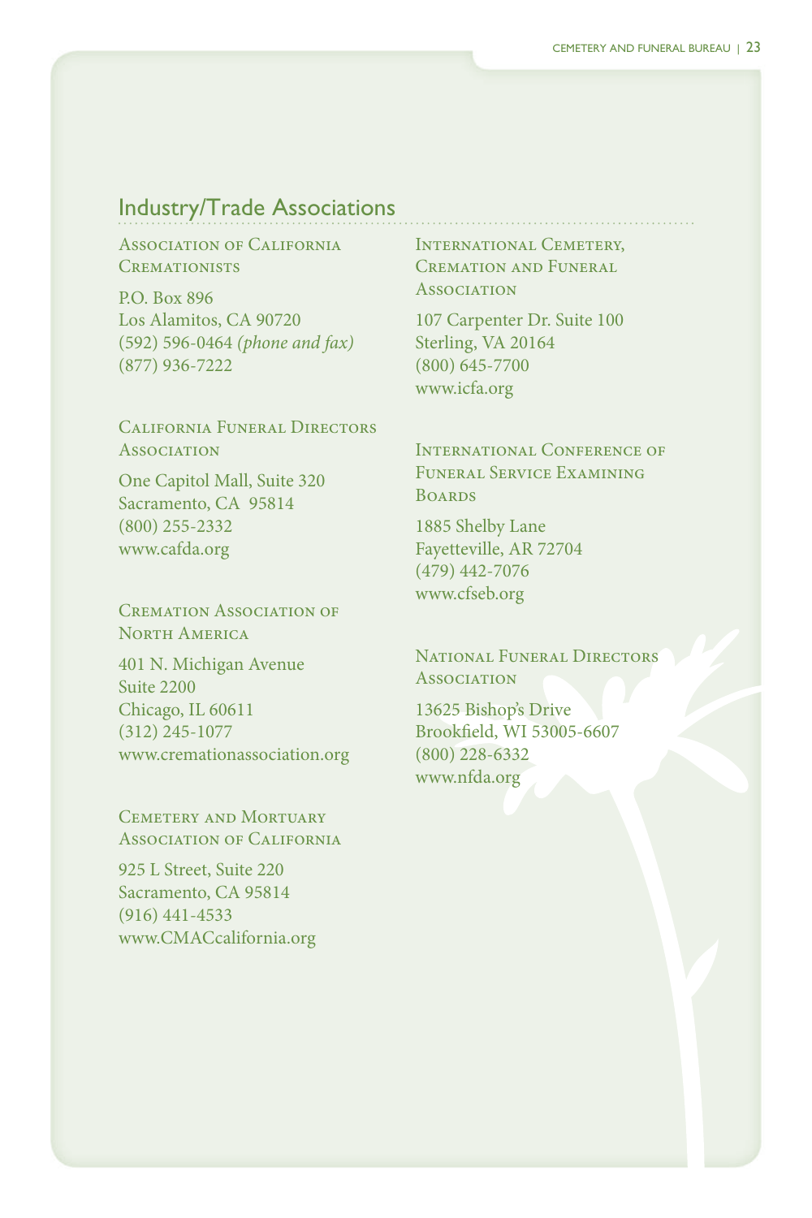## Industry/Trade Associations

### Association of California Cremationists

P.O. Box 896
Los Alamitos, CA 90720
(592) 596-0464 *(phone and fax)*
(877) 936-7222

### California Funeral Directors Association

One Capitol Mall, Suite 320
Sacramento, CA 95814
(800) 255-2332
www.cafda.org

### Cremation Association of North America

401 N. Michigan Avenue
Suite 2200
Chicago, IL 60611
(312) 245-1077
www.cremationassociation.org

### Cemetery and Mortuary Association of California

925 L Street, Suite 220
Sacramento, CA 95814
(916) 441-4533
www.CMACcalifornia.org

### International Cemetery, Cremation and Funeral Association

107 Carpenter Dr. Suite 100
Sterling, VA 20164
(800) 645-7700
www.icfa.org

### International Conference of Funeral Service Examining Boards

1885 Shelby Lane
Fayetteville, AR 72704
(479) 442-7076
www.cfseb.org

### National Funeral Directors Association

13625 Bishop's Drive
Brookfield, WI 53005-6607
(800) 228-6332
www.nfda.org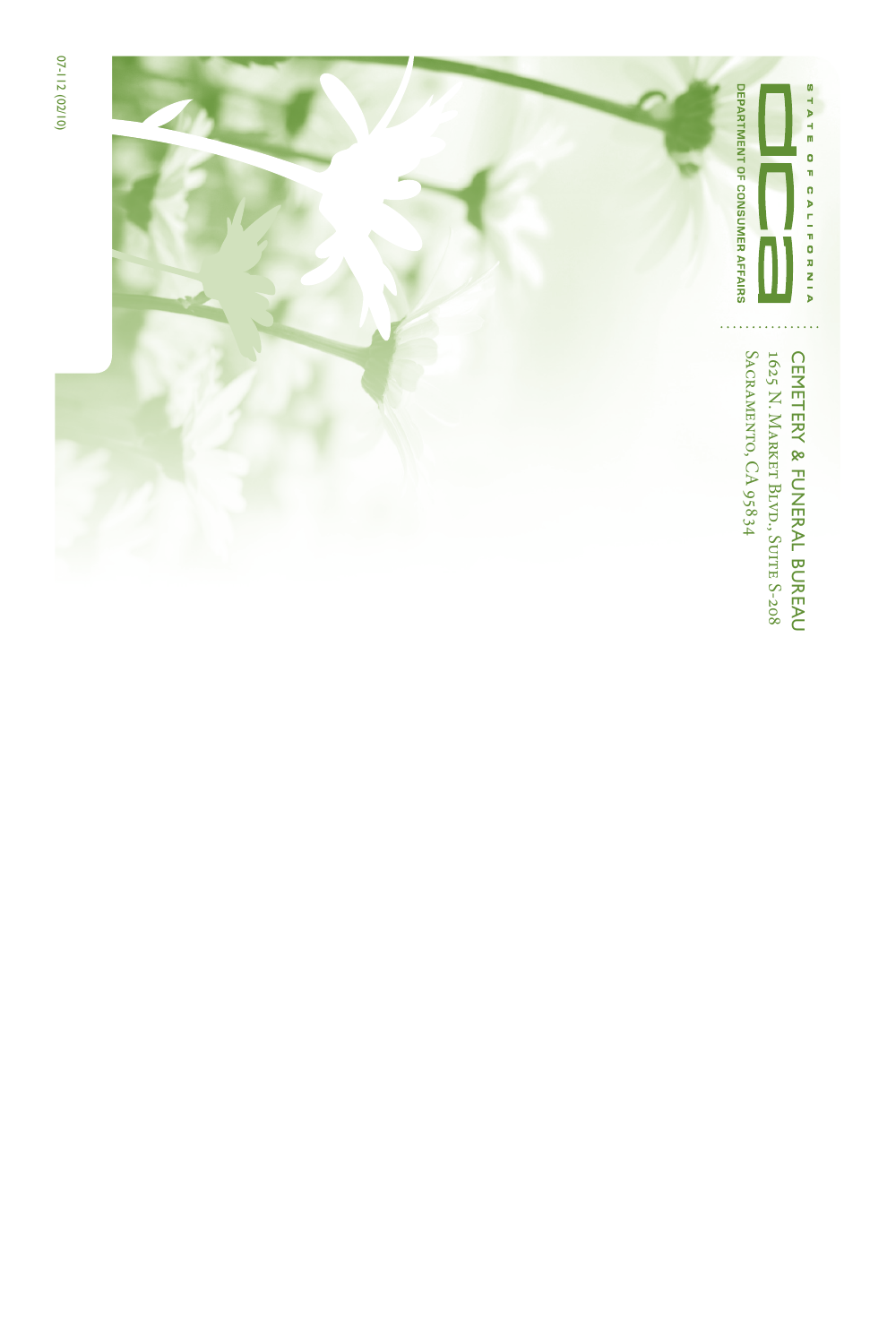STATE OF CALIFORNIA

dca

DEPARTMENT OF CONSUMER AFFAIRS

CEMETERY & FUNERAL BUREAU
1625 N. Market Blvd., Suite S-208
Sacramento, CA 95834

07-112 (02/10)